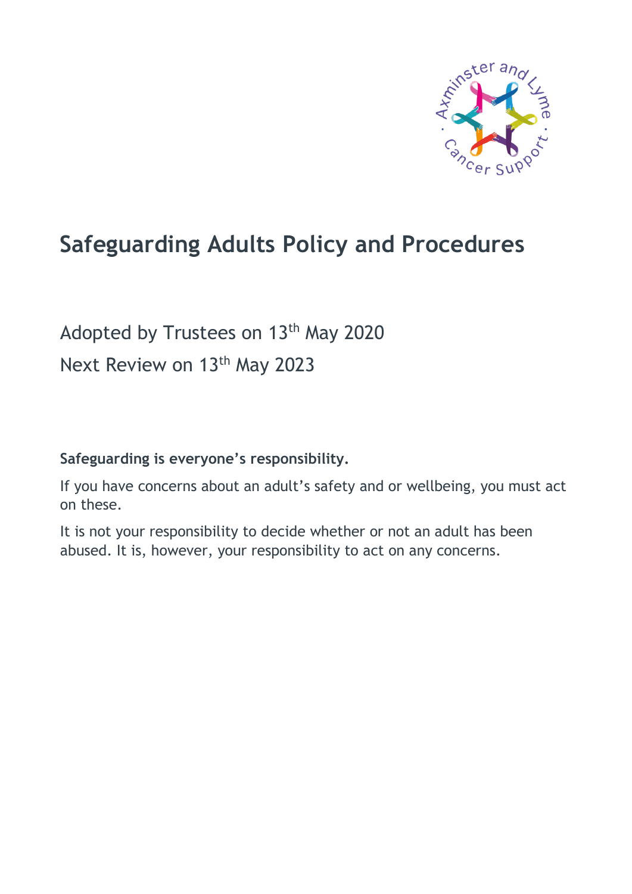# Safeguarding Adults Policy and Procedures

Adopted by Trustees on 13th May 2020

Next Review on 13th May 2023

**Safeguarding is everyone's responsibility.**

If you have concerns about an adult's safety and or wellbeing, you must act on these.

It is not your responsibility to decide whether or not an adult has been abused. It is, however, your responsibility to act on any concerns.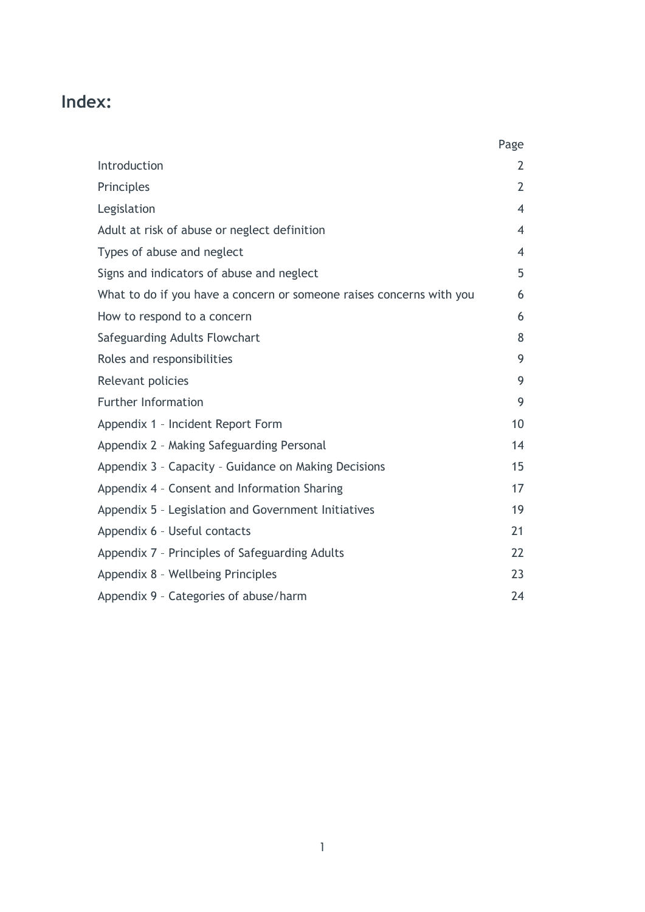## Index:

| | Page |
|---|---|
| Introduction | 2 |
| Principles | 2 |
| Legislation | 4 |
| Adult at risk of abuse or neglect definition | 4 |
| Types of abuse and neglect | 4 |
| Signs and indicators of abuse and neglect | 5 |
| What to do if you have a concern or someone raises concerns with you | 6 |
| How to respond to a concern | 6 |
| Safeguarding Adults Flowchart | 8 |
| Roles and responsibilities | 9 |
| Relevant policies | 9 |
| Further Information | 9 |
| Appendix 1 – Incident Report Form | 10 |
| Appendix 2 – Making Safeguarding Personal | 14 |
| Appendix 3 – Capacity – Guidance on Making Decisions | 15 |
| Appendix 4 – Consent and Information Sharing | 17 |
| Appendix 5 – Legislation and Government Initiatives | 19 |
| Appendix 6 – Useful contacts | 21 |
| Appendix 7 – Principles of Safeguarding Adults | 22 |
| Appendix 8 – Wellbeing Principles | 23 |
| Appendix 9 – Categories of abuse/harm | 24 |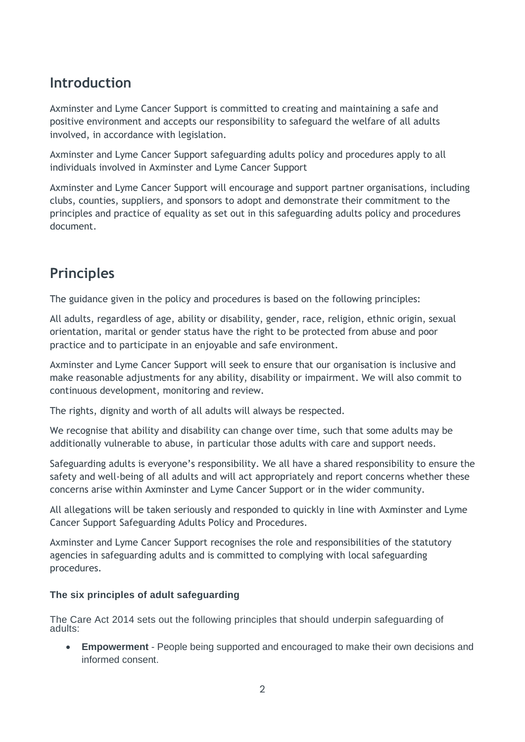## Introduction

Axminster and Lyme Cancer Support is committed to creating and maintaining a safe and positive environment and accepts our responsibility to safeguard the welfare of all adults involved, in accordance with legislation.

Axminster and Lyme Cancer Support safeguarding adults policy and procedures apply to all individuals involved in Axminster and Lyme Cancer Support

Axminster and Lyme Cancer Support will encourage and support partner organisations, including clubs, counties, suppliers, and sponsors to adopt and demonstrate their commitment to the principles and practice of equality as set out in this safeguarding adults policy and procedures document.

## Principles

The guidance given in the policy and procedures is based on the following principles:

All adults, regardless of age, ability or disability, gender, race, religion, ethnic origin, sexual orientation, marital or gender status have the right to be protected from abuse and poor practice and to participate in an enjoyable and safe environment.

Axminster and Lyme Cancer Support will seek to ensure that our organisation is inclusive and make reasonable adjustments for any ability, disability or impairment. We will also commit to continuous development, monitoring and review.

The rights, dignity and worth of all adults will always be respected.

We recognise that ability and disability can change over time, such that some adults may be additionally vulnerable to abuse, in particular those adults with care and support needs.

Safeguarding adults is everyone's responsibility. We all have a shared responsibility to ensure the safety and well-being of all adults and will act appropriately and report concerns whether these concerns arise within Axminster and Lyme Cancer Support or in the wider community.

All allegations will be taken seriously and responded to quickly in line with Axminster and Lyme Cancer Support Safeguarding Adults Policy and Procedures.

Axminster and Lyme Cancer Support recognises the role and responsibilities of the statutory agencies in safeguarding adults and is committed to complying with local safeguarding procedures.

### The six principles of adult safeguarding

The Care Act 2014 sets out the following principles that should underpin safeguarding of adults:

- **Empowerment** - People being supported and encouraged to make their own decisions and informed consent.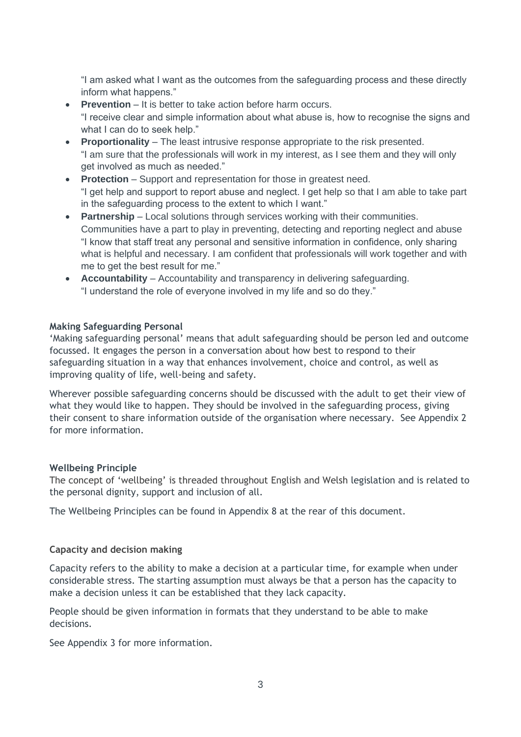"I am asked what I want as the outcomes from the safeguarding process and these directly inform what happens."

- **Prevention** – It is better to take action before harm occurs.
  "I receive clear and simple information about what abuse is, how to recognise the signs and what I can do to seek help."
- **Proportionality** – The least intrusive response appropriate to the risk presented.
  "I am sure that the professionals will work in my interest, as I see them and they will only get involved as much as needed."
- **Protection** – Support and representation for those in greatest need.
  "I get help and support to report abuse and neglect. I get help so that I am able to take part in the safeguarding process to the extent to which I want."
- **Partnership** – Local solutions through services working with their communities. Communities have a part to play in preventing, detecting and reporting neglect and abuse
  "I know that staff treat any personal and sensitive information in confidence, only sharing what is helpful and necessary. I am confident that professionals will work together and with me to get the best result for me."
- **Accountability** – Accountability and transparency in delivering safeguarding.
  "I understand the role of everyone involved in my life and so do they."

**Making Safeguarding Personal**

'Making safeguarding personal' means that adult safeguarding should be person led and outcome focussed. It engages the person in a conversation about how best to respond to their safeguarding situation in a way that enhances involvement, choice and control, as well as improving quality of life, well-being and safety.

Wherever possible safeguarding concerns should be discussed with the adult to get their view of what they would like to happen. They should be involved in the safeguarding process, giving their consent to share information outside of the organisation where necessary. See Appendix 2 for more information.

**Wellbeing Principle**

The concept of 'wellbeing' is threaded throughout English and Welsh legislation and is related to the personal dignity, support and inclusion of all.

The Wellbeing Principles can be found in Appendix 8 at the rear of this document.

**Capacity and decision making**

Capacity refers to the ability to make a decision at a particular time, for example when under considerable stress. The starting assumption must always be that a person has the capacity to make a decision unless it can be established that they lack capacity.

People should be given information in formats that they understand to be able to make decisions.

See Appendix 3 for more information.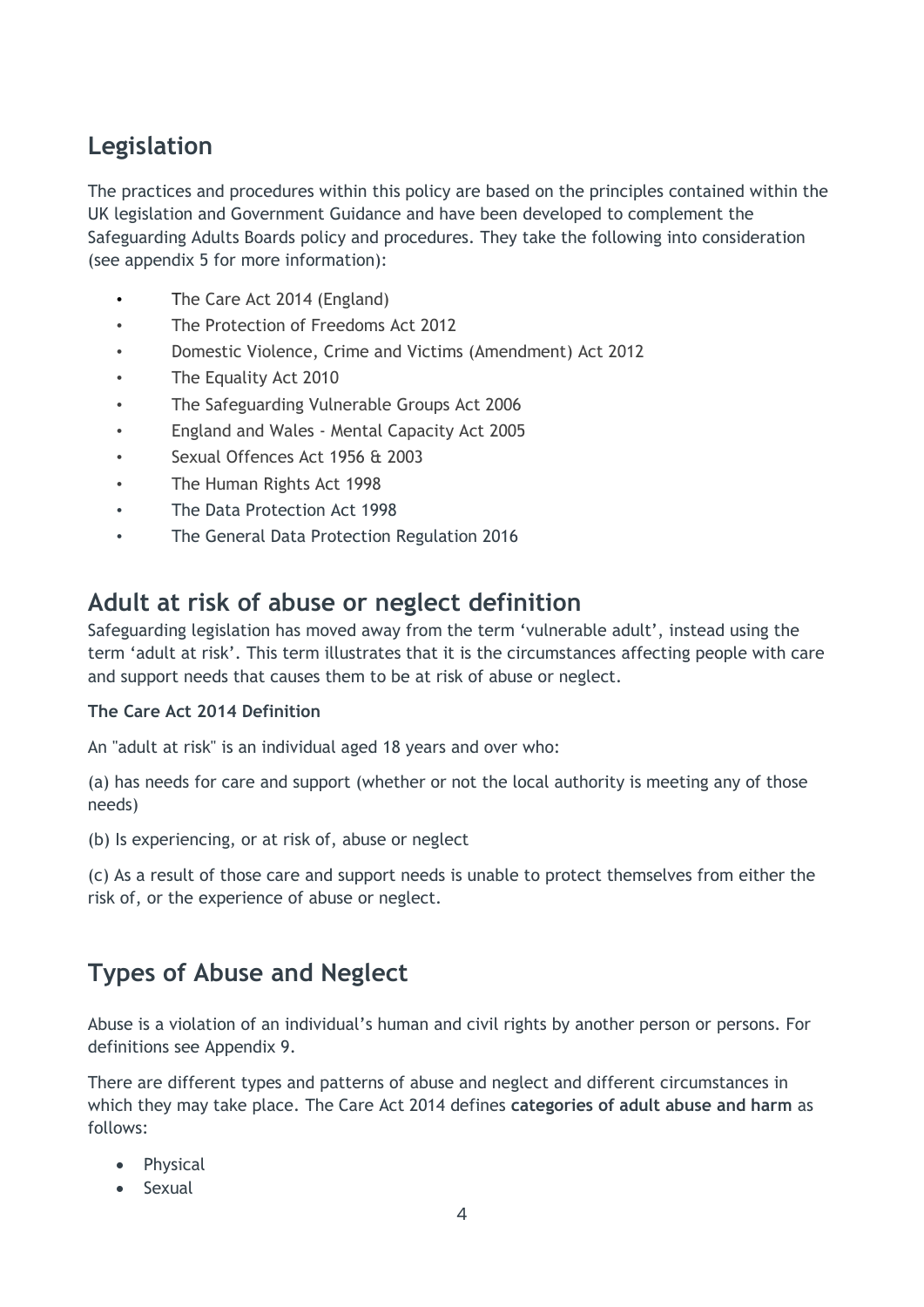## Legislation

The practices and procedures within this policy are based on the principles contained within the UK legislation and Government Guidance and have been developed to complement the Safeguarding Adults Boards policy and procedures. They take the following into consideration (see appendix 5 for more information):

- The Care Act 2014 (England)
- The Protection of Freedoms Act 2012
- Domestic Violence, Crime and Victims (Amendment) Act 2012
- The Equality Act 2010
- The Safeguarding Vulnerable Groups Act 2006
- England and Wales - Mental Capacity Act 2005
- Sexual Offences Act 1956 & 2003
- The Human Rights Act 1998
- The Data Protection Act 1998
- The General Data Protection Regulation 2016

## Adult at risk of abuse or neglect definition

Safeguarding legislation has moved away from the term 'vulnerable adult', instead using the term 'adult at risk'. This term illustrates that it is the circumstances affecting people with care and support needs that causes them to be at risk of abuse or neglect.

**The Care Act 2014 Definition**

An "adult at risk" is an individual aged 18 years and over who:

(a) has needs for care and support (whether or not the local authority is meeting any of those needs)

(b) Is experiencing, or at risk of, abuse or neglect

(c) As a result of those care and support needs is unable to protect themselves from either the risk of, or the experience of abuse or neglect.

## Types of Abuse and Neglect

Abuse is a violation of an individual's human and civil rights by another person or persons. For definitions see Appendix 9.

There are different types and patterns of abuse and neglect and different circumstances in which they may take place. The Care Act 2014 defines **categories of adult abuse and harm** as follows:

- Physical
- Sexual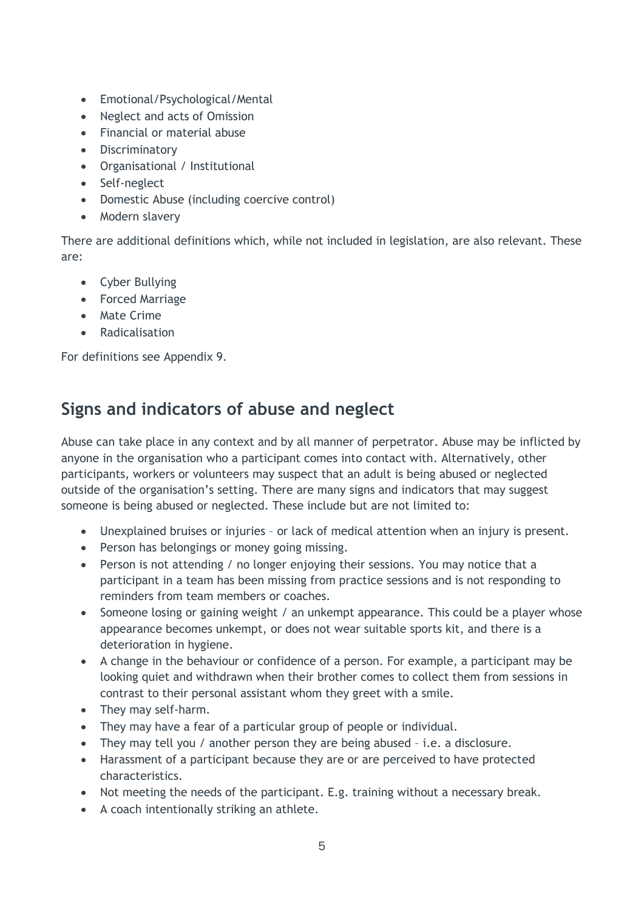- Emotional/Psychological/Mental
- Neglect and acts of Omission
- Financial or material abuse
- Discriminatory
- Organisational / Institutional
- Self-neglect
- Domestic Abuse (including coercive control)
- Modern slavery

There are additional definitions which, while not included in legislation, are also relevant. These are:

- Cyber Bullying
- Forced Marriage
- Mate Crime
- Radicalisation

For definitions see Appendix 9.

## Signs and indicators of abuse and neglect

Abuse can take place in any context and by all manner of perpetrator. Abuse may be inflicted by anyone in the organisation who a participant comes into contact with. Alternatively, other participants, workers or volunteers may suspect that an adult is being abused or neglected outside of the organisation's setting. There are many signs and indicators that may suggest someone is being abused or neglected. These include but are not limited to:

- Unexplained bruises or injuries – or lack of medical attention when an injury is present.
- Person has belongings or money going missing.
- Person is not attending / no longer enjoying their sessions. You may notice that a participant in a team has been missing from practice sessions and is not responding to reminders from team members or coaches.
- Someone losing or gaining weight / an unkempt appearance. This could be a player whose appearance becomes unkempt, or does not wear suitable sports kit, and there is a deterioration in hygiene.
- A change in the behaviour or confidence of a person. For example, a participant may be looking quiet and withdrawn when their brother comes to collect them from sessions in contrast to their personal assistant whom they greet with a smile.
- They may self-harm.
- They may have a fear of a particular group of people or individual.
- They may tell you / another person they are being abused – i.e. a disclosure.
- Harassment of a participant because they are or are perceived to have protected characteristics.
- Not meeting the needs of the participant. E.g. training without a necessary break.
- A coach intentionally striking an athlete.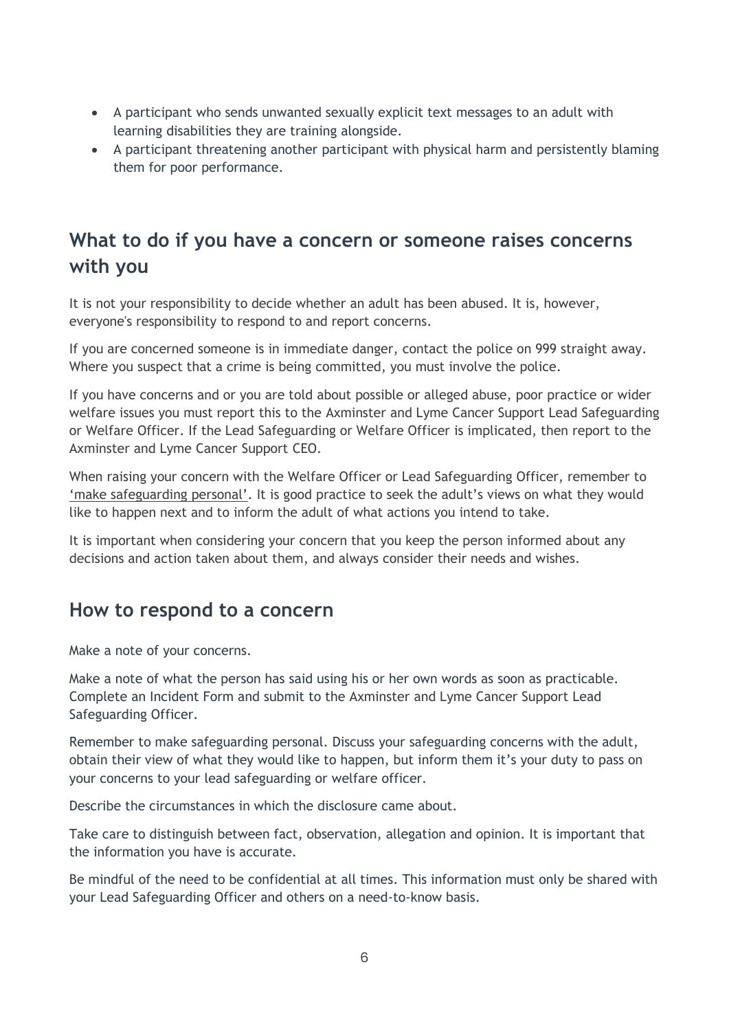- A participant who sends unwanted sexually explicit text messages to an adult with learning disabilities they are training alongside.
- A participant threatening another participant with physical harm and persistently blaming them for poor performance.

## What to do if you have a concern or someone raises concerns with you

It is not your responsibility to decide whether an adult has been abused. It is, however, everyone's responsibility to respond to and report concerns.

If you are concerned someone is in immediate danger, contact the police on 999 straight away. Where you suspect that a crime is being committed, you must involve the police.

If you have concerns and or you are told about possible or alleged abuse, poor practice or wider welfare issues you must report this to the Axminster and Lyme Cancer Support Lead Safeguarding or Welfare Officer. If the Lead Safeguarding or Welfare Officer is implicated, then report to the Axminster and Lyme Cancer Support CEO.

When raising your concern with the Welfare Officer or Lead Safeguarding Officer, remember to 'make safeguarding personal'. It is good practice to seek the adult's views on what they would like to happen next and to inform the adult of what actions you intend to take.

It is important when considering your concern that you keep the person informed about any decisions and action taken about them, and always consider their needs and wishes.

## How to respond to a concern

Make a note of your concerns.

Make a note of what the person has said using his or her own words as soon as practicable. Complete an Incident Form and submit to the Axminster and Lyme Cancer Support Lead Safeguarding Officer.

Remember to make safeguarding personal. Discuss your safeguarding concerns with the adult, obtain their view of what they would like to happen, but inform them it's your duty to pass on your concerns to your lead safeguarding or welfare officer.

Describe the circumstances in which the disclosure came about.

Take care to distinguish between fact, observation, allegation and opinion. It is important that the information you have is accurate.

Be mindful of the need to be confidential at all times. This information must only be shared with your Lead Safeguarding Officer and others on a need-to-know basis.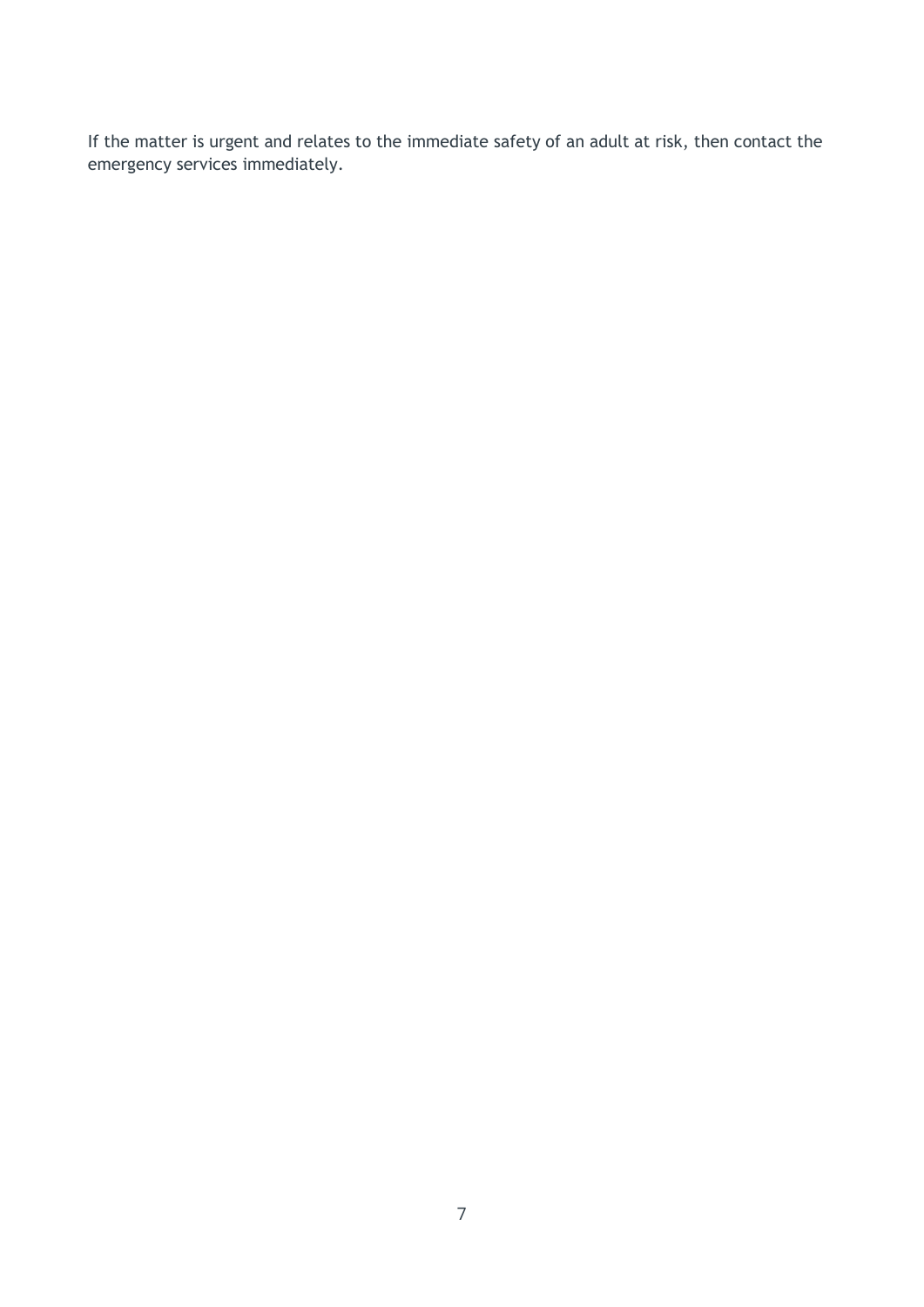If the matter is urgent and relates to the immediate safety of an adult at risk, then contact the emergency services immediately.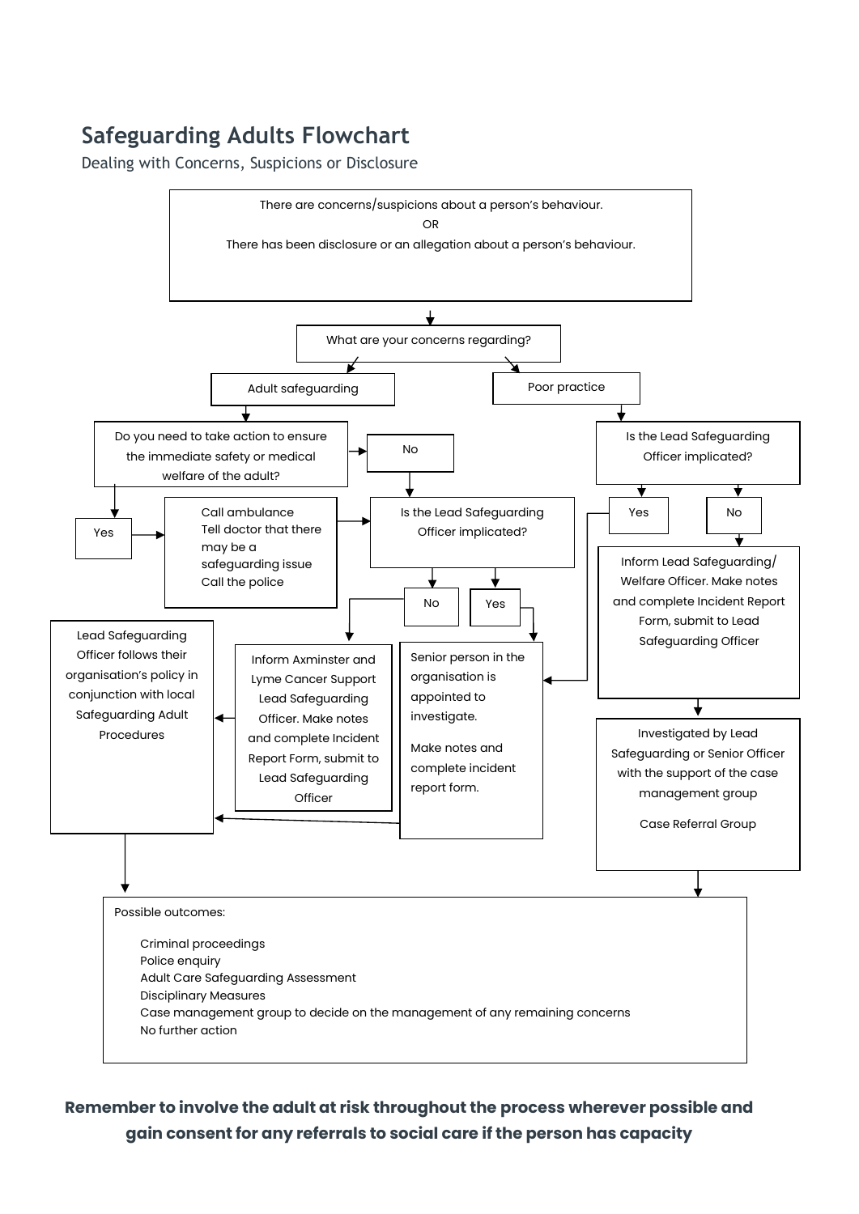## Safeguarding Adults Flowchart

Dealing with Concerns, Suspicions or Disclosure

There are concerns/suspicions about a person's behaviour.
OR
There has been disclosure or an allegation about a person's behaviour.

What are your concerns regarding?

**Adult safeguarding**

Do you need to take action to ensure the immediate safety or medical welfare of the adult?

- Yes → Call ambulance. Tell doctor that there may be a safeguarding issue. Call the police → Is the Lead Safeguarding Officer implicated?
- No → Is the Lead Safeguarding Officer implicated?

Is the Lead Safeguarding Officer implicated?

- No → Inform Axminster and Lyme Cancer Support Lead Safeguarding Officer. Make notes and complete Incident Report Form, submit to Lead Safeguarding Officer → Lead Safeguarding Officer follows their organisation's policy in conjunction with local Safeguarding Adult Procedures
- Yes → Senior person in the organisation is appointed to investigate. Make notes and complete incident report form. → Lead Safeguarding Officer follows their organisation's policy in conjunction with local Safeguarding Adult Procedures

**Poor practice**

Is the Lead Safeguarding Officer implicated?

- Yes → Senior person in the organisation is appointed to investigate. Make notes and complete incident report form.
- No → Inform Lead Safeguarding/ Welfare Officer. Make notes and complete Incident Report Form, submit to Lead Safeguarding Officer → Investigated by Lead Safeguarding or Senior Officer with the support of the case management group. Case Referral Group

Possible outcomes:

- Criminal proceedings
- Police enquiry
- Adult Care Safeguarding Assessment
- Disciplinary Measures
- Case management group to decide on the management of any remaining concerns
- No further action

**Remember to involve the adult at risk throughout the process wherever possible and gain consent for any referrals to social care if the person has capacity**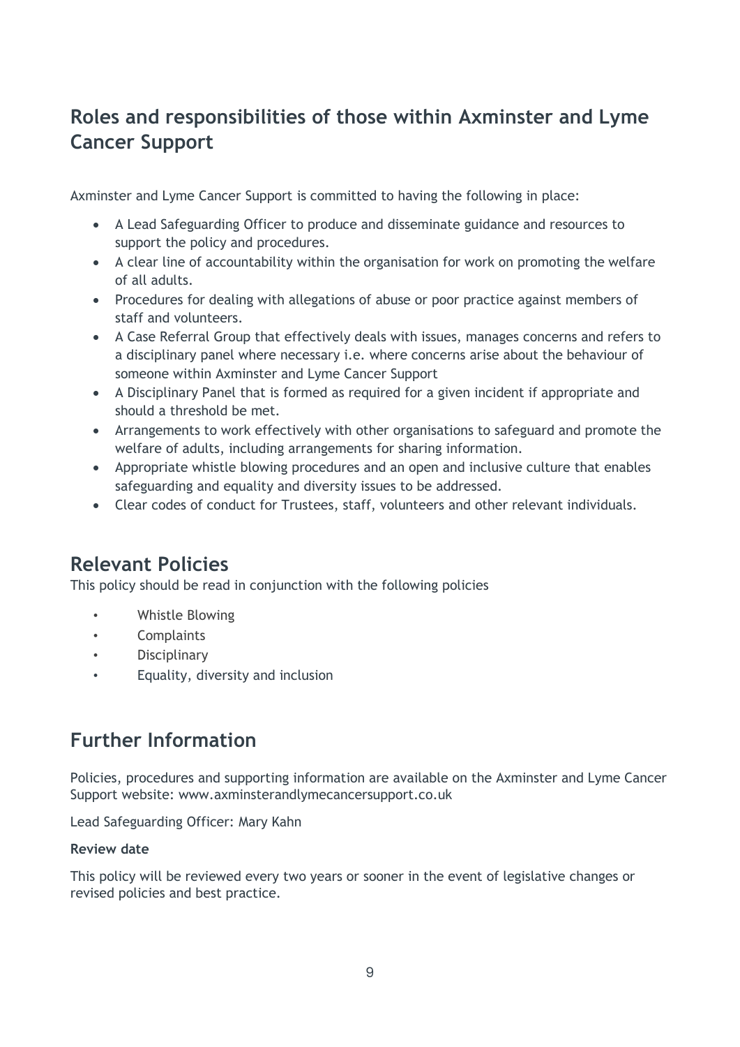## Roles and responsibilities of those within Axminster and Lyme Cancer Support

Axminster and Lyme Cancer Support is committed to having the following in place:

- A Lead Safeguarding Officer to produce and disseminate guidance and resources to support the policy and procedures.
- A clear line of accountability within the organisation for work on promoting the welfare of all adults.
- Procedures for dealing with allegations of abuse or poor practice against members of staff and volunteers.
- A Case Referral Group that effectively deals with issues, manages concerns and refers to a disciplinary panel where necessary i.e. where concerns arise about the behaviour of someone within Axminster and Lyme Cancer Support
- A Disciplinary Panel that is formed as required for a given incident if appropriate and should a threshold be met.
- Arrangements to work effectively with other organisations to safeguard and promote the welfare of adults, including arrangements for sharing information.
- Appropriate whistle blowing procedures and an open and inclusive culture that enables safeguarding and equality and diversity issues to be addressed.
- Clear codes of conduct for Trustees, staff, volunteers and other relevant individuals.

## Relevant Policies

This policy should be read in conjunction with the following policies

- Whistle Blowing
- Complaints
- Disciplinary
- Equality, diversity and inclusion

## Further Information

Policies, procedures and supporting information are available on the Axminster and Lyme Cancer Support website: www.axminsterandlymecancersupport.co.uk

Lead Safeguarding Officer: Mary Kahn

**Review date**

This policy will be reviewed every two years or sooner in the event of legislative changes or revised policies and best practice.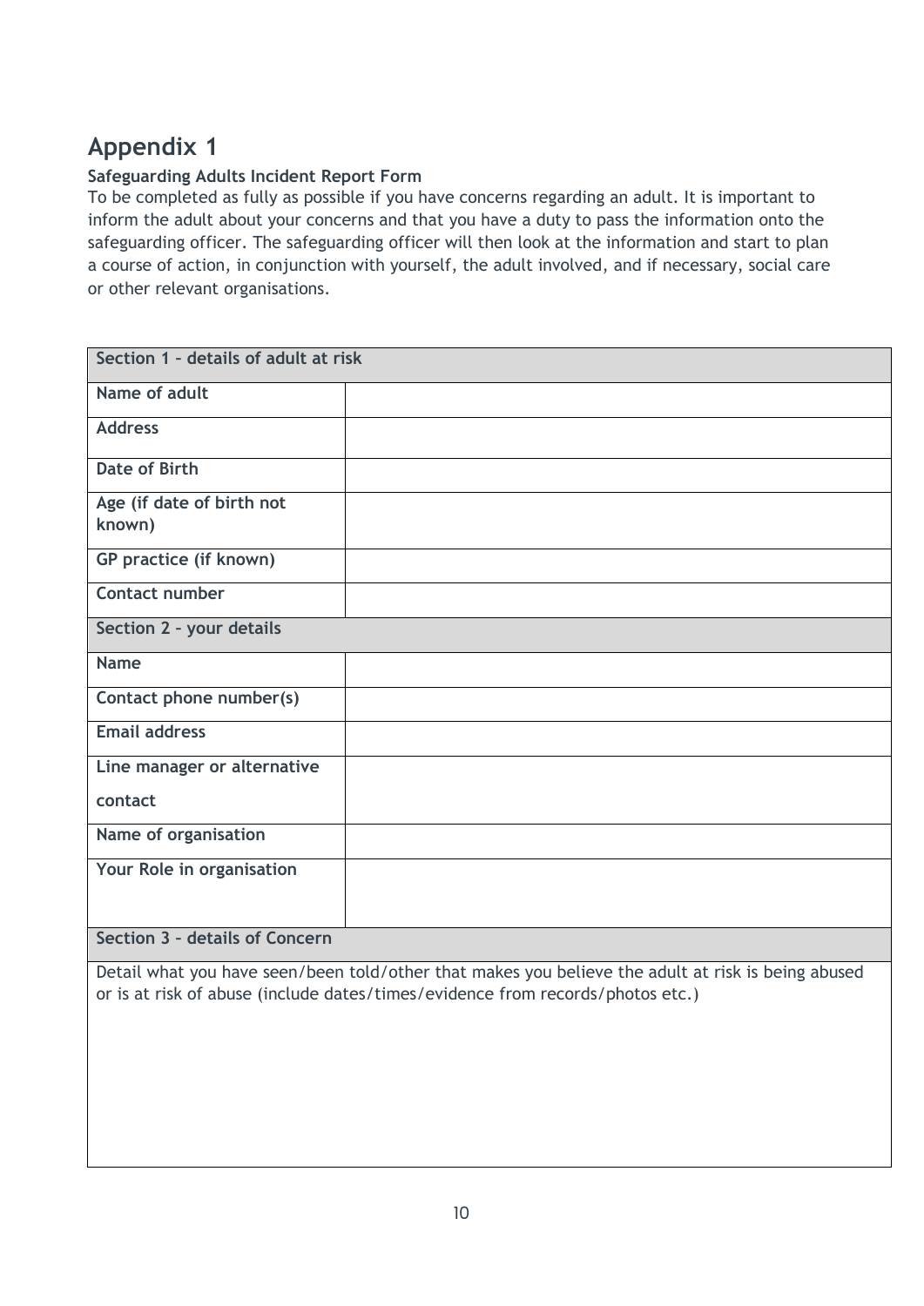# Appendix 1

**Safeguarding Adults Incident Report Form**

To be completed as fully as possible if you have concerns regarding an adult. It is important to inform the adult about your concerns and that you have a duty to pass the information onto the safeguarding officer. The safeguarding officer will then look at the information and start to plan a course of action, in conjunction with yourself, the adult involved, and if necessary, social care or other relevant organisations.

| Section 1 – details of adult at risk | |
|---|---|
| **Name of adult** | |
| **Address** | |
| **Date of Birth** | |
| **Age (if date of birth not known)** | |
| **GP practice (if known)** | |
| **Contact number** | |
| **Section 2 – your details** | |
| **Name** | |
| **Contact phone number(s)** | |
| **Email address** | |
| **Line manager or alternative contact** | |
| **Name of organisation** | |
| **Your Role in organisation** | |
| **Section 3 – details of Concern** | |
| Detail what you have seen/been told/other that makes you believe the adult at risk is being abused or is at risk of abuse (include dates/times/evidence from records/photos etc.) | |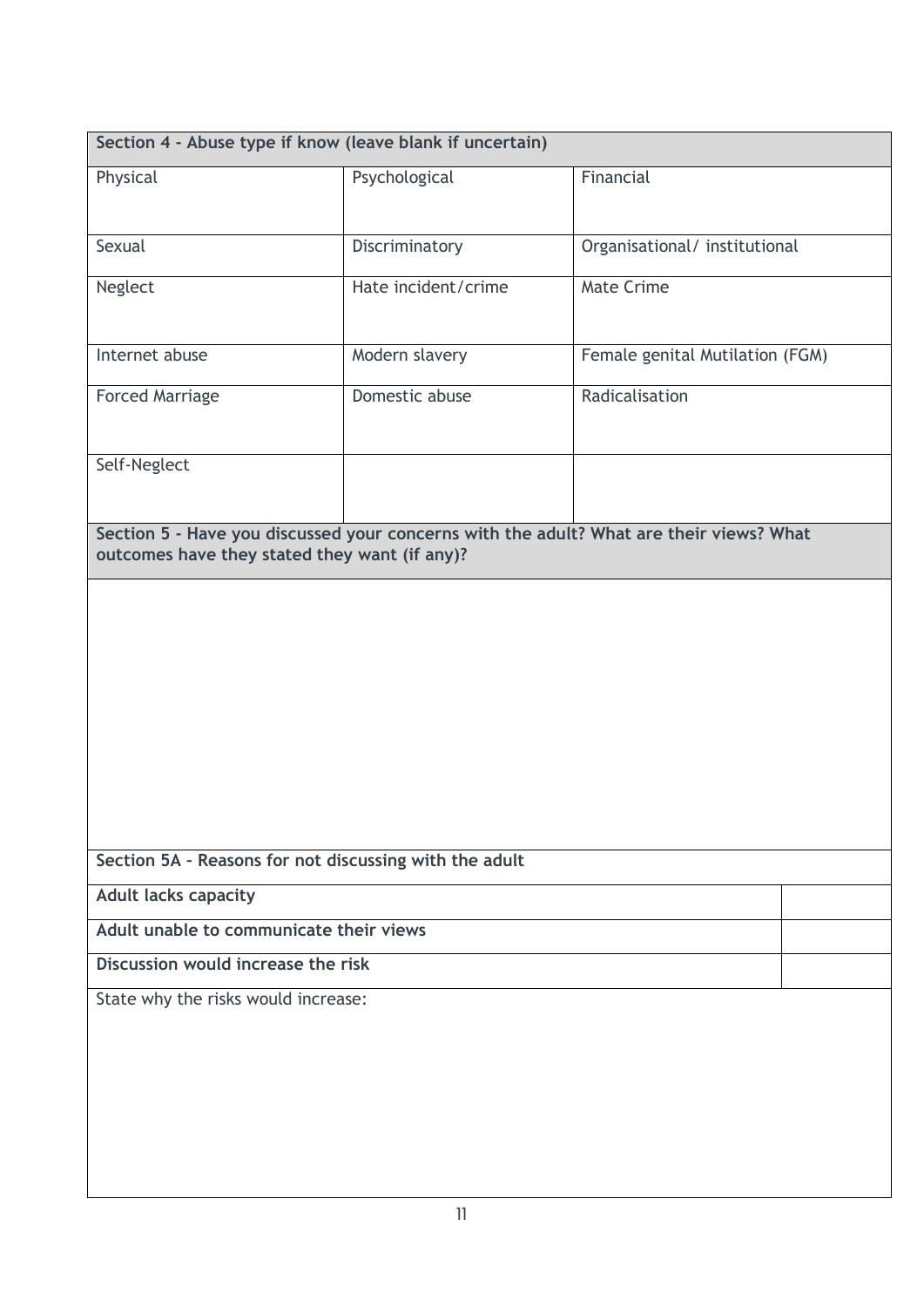| Section 4 - Abuse type if know (leave blank if uncertain) | | |
|---|---|---|
| Physical | Psychological | Financial |
| Sexual | Discriminatory | Organisational/ institutional |
| Neglect | Hate incident/crime | Mate Crime |
| Internet abuse | Modern slavery | Female genital Mutilation (FGM) |
| Forced Marriage | Domestic abuse | Radicalisation |
| Self-Neglect | | |

| Section 5 - Have you discussed your concerns with the adult? What are their views? What outcomes have they stated they want (if any)? |
|---|
| |

| Section 5A – Reasons for not discussing with the adult | |
|---|---|
| **Adult lacks capacity** | |
| **Adult unable to communicate their views** | |
| **Discussion would increase the risk** | |
| State why the risks would increase: | |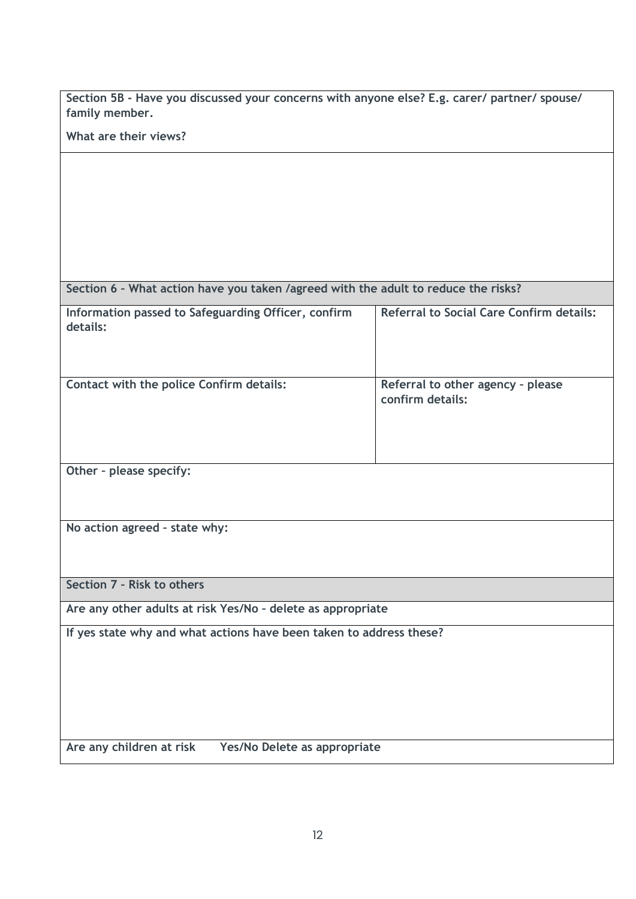| **Section 5B - Have you discussed your concerns with anyone else? E.g. carer/ partner/ spouse/ family member.**<br><br>**What are their views?** | |
|---|---|
| | |
| **Section 6 – What action have you taken /agreed with the adult to reduce the risks?** | |
| **Information passed to Safeguarding Officer, confirm details:** | **Referral to Social Care Confirm details:** |
| **Contact with the police Confirm details:** | **Referral to other agency – please confirm details:** |
| **Other – please specify:** | |
| **No action agreed – state why:** | |
| **Section 7 – Risk to others** | |
| **Are any other adults at risk Yes/No – delete as appropriate** | |
| **If yes state why and what actions have been taken to address these?** | |
| **Are any children at risk Yes/No Delete as appropriate** | |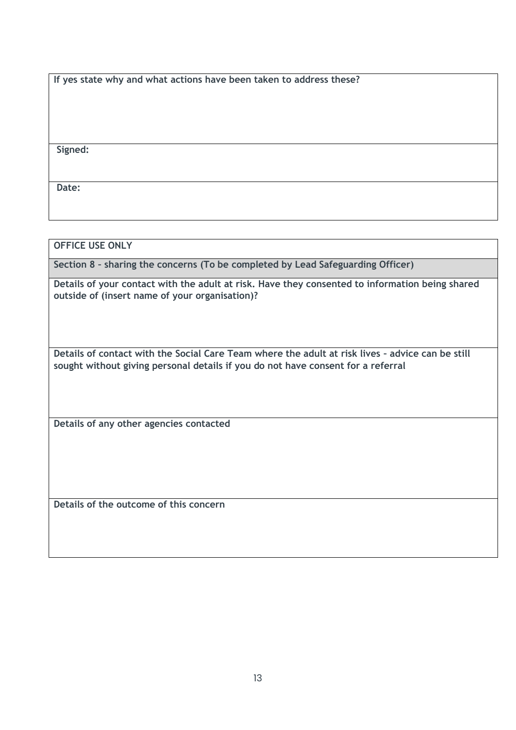| **If yes state why and what actions have been taken to address these?** |
|---|
| **Signed:** |
| **Date:** |

| **OFFICE USE ONLY** |
|---|
| **Section 8 – sharing the concerns (To be completed by Lead Safeguarding Officer)** |
| **Details of your contact with the adult at risk. Have they consented to information being shared outside of (insert name of your organisation)?** |
| **Details of contact with the Social Care Team where the adult at risk lives – advice can be still sought without giving personal details if you do not have consent for a referral** |
| **Details of any other agencies contacted** |
| **Details of the outcome of this concern** |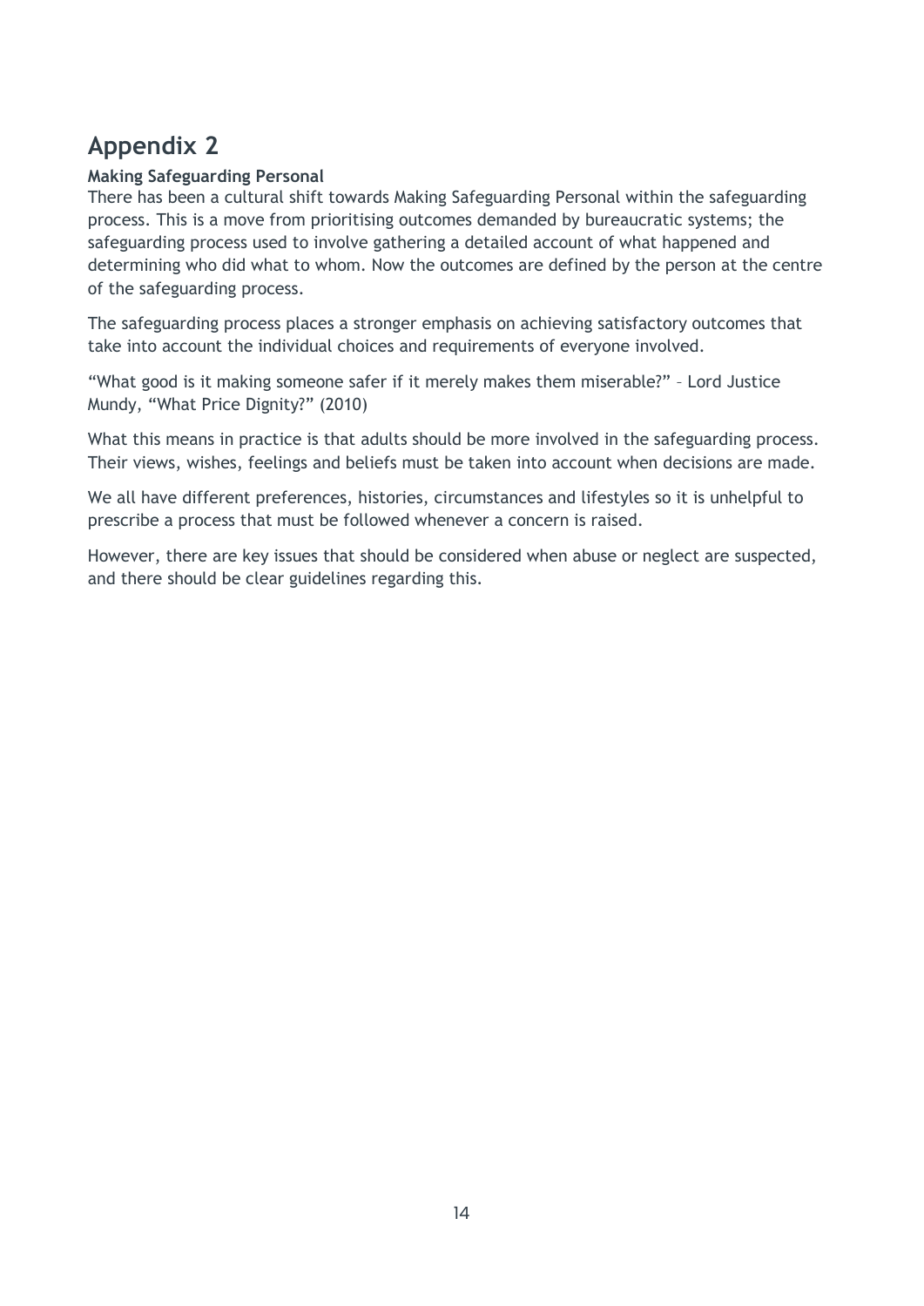# Appendix 2

**Making Safeguarding Personal**

There has been a cultural shift towards Making Safeguarding Personal within the safeguarding process. This is a move from prioritising outcomes demanded by bureaucratic systems; the safeguarding process used to involve gathering a detailed account of what happened and determining who did what to whom. Now the outcomes are defined by the person at the centre of the safeguarding process.

The safeguarding process places a stronger emphasis on achieving satisfactory outcomes that take into account the individual choices and requirements of everyone involved.

“What good is it making someone safer if it merely makes them miserable?” – Lord Justice Mundy, “What Price Dignity?” (2010)

What this means in practice is that adults should be more involved in the safeguarding process. Their views, wishes, feelings and beliefs must be taken into account when decisions are made.

We all have different preferences, histories, circumstances and lifestyles so it is unhelpful to prescribe a process that must be followed whenever a concern is raised.

However, there are key issues that should be considered when abuse or neglect are suspected, and there should be clear guidelines regarding this.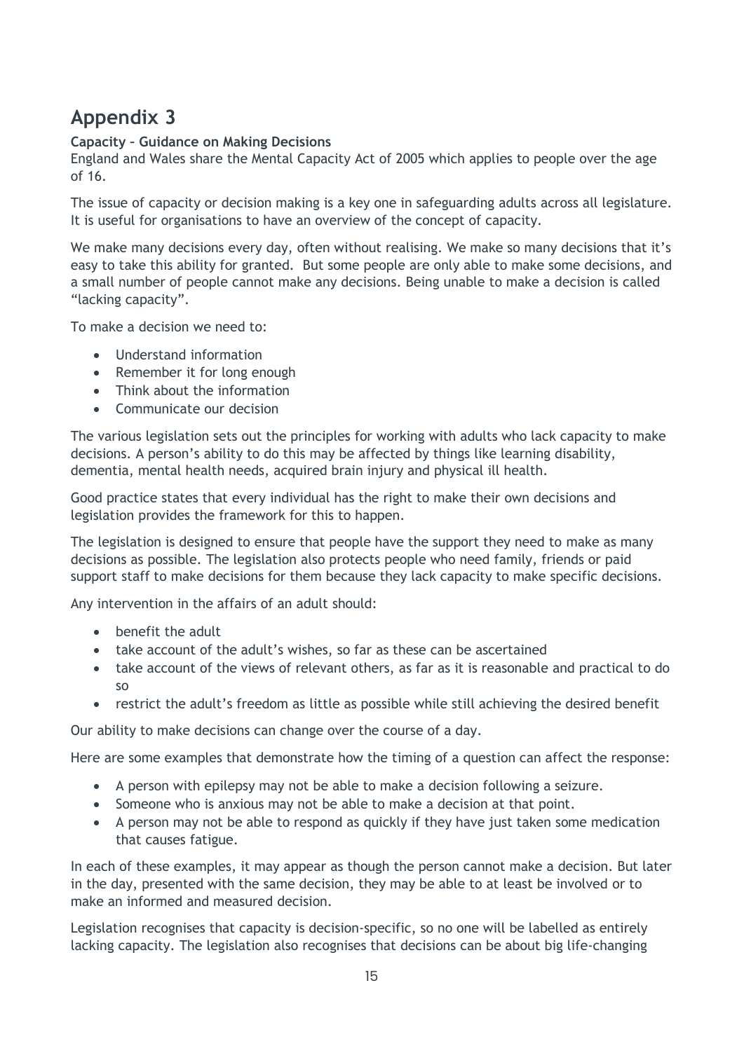# Appendix 3

**Capacity – Guidance on Making Decisions**

England and Wales share the Mental Capacity Act of 2005 which applies to people over the age of 16.

The issue of capacity or decision making is a key one in safeguarding adults across all legislature. It is useful for organisations to have an overview of the concept of capacity.

We make many decisions every day, often without realising. We make so many decisions that it's easy to take this ability for granted. But some people are only able to make some decisions, and a small number of people cannot make any decisions. Being unable to make a decision is called "lacking capacity".

To make a decision we need to:

- Understand information
- Remember it for long enough
- Think about the information
- Communicate our decision

The various legislation sets out the principles for working with adults who lack capacity to make decisions. A person's ability to do this may be affected by things like learning disability, dementia, mental health needs, acquired brain injury and physical ill health.

Good practice states that every individual has the right to make their own decisions and legislation provides the framework for this to happen.

The legislation is designed to ensure that people have the support they need to make as many decisions as possible. The legislation also protects people who need family, friends or paid support staff to make decisions for them because they lack capacity to make specific decisions.

Any intervention in the affairs of an adult should:

- benefit the adult
- take account of the adult's wishes, so far as these can be ascertained
- take account of the views of relevant others, as far as it is reasonable and practical to do so
- restrict the adult's freedom as little as possible while still achieving the desired benefit

Our ability to make decisions can change over the course of a day.

Here are some examples that demonstrate how the timing of a question can affect the response:

- A person with epilepsy may not be able to make a decision following a seizure.
- Someone who is anxious may not be able to make a decision at that point.
- A person may not be able to respond as quickly if they have just taken some medication that causes fatigue.

In each of these examples, it may appear as though the person cannot make a decision. But later in the day, presented with the same decision, they may be able to at least be involved or to make an informed and measured decision.

Legislation recognises that capacity is decision-specific, so no one will be labelled as entirely lacking capacity. The legislation also recognises that decisions can be about big life-changing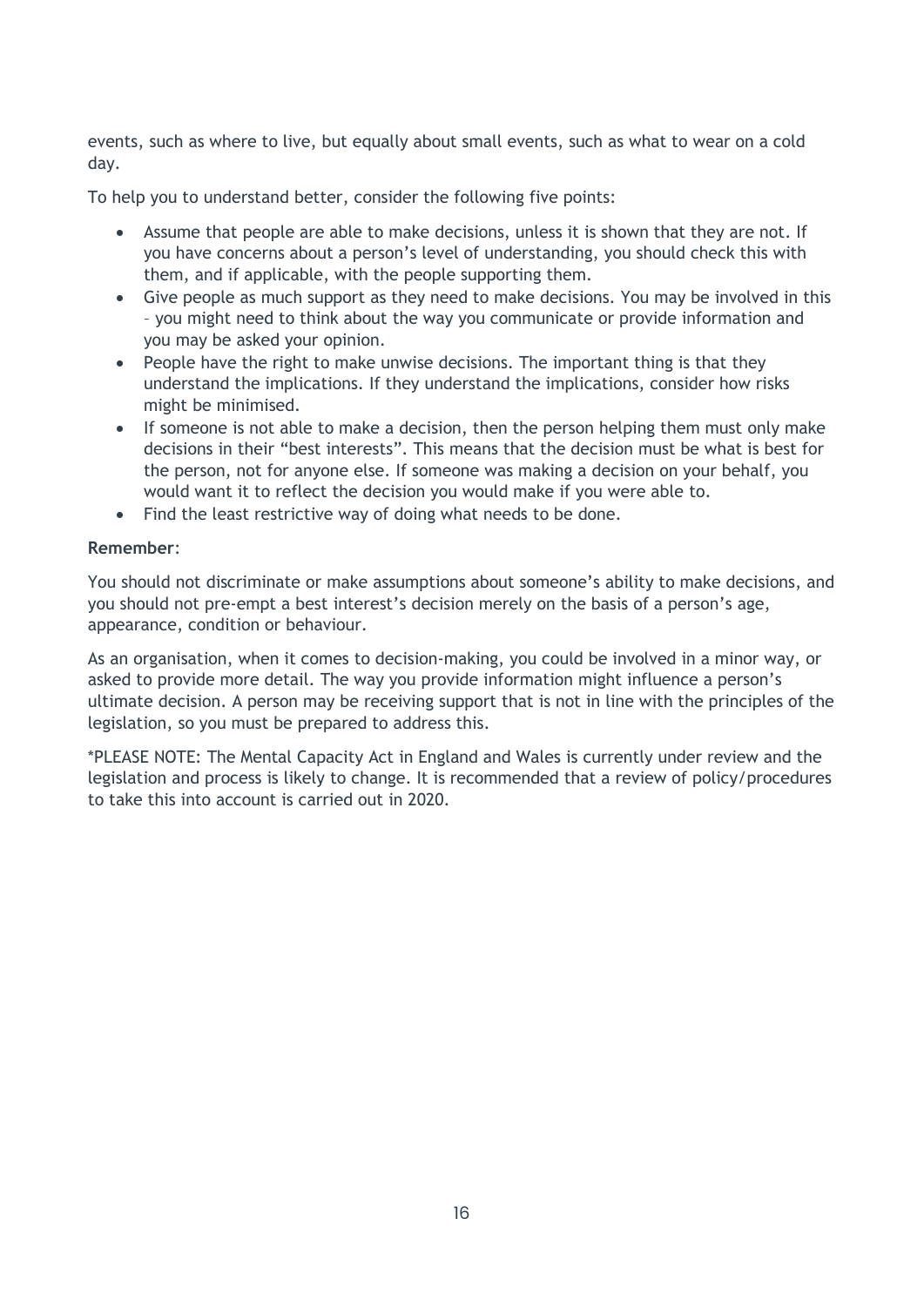events, such as where to live, but equally about small events, such as what to wear on a cold day.

To help you to understand better, consider the following five points:

- Assume that people are able to make decisions, unless it is shown that they are not. If you have concerns about a person's level of understanding, you should check this with them, and if applicable, with the people supporting them.
- Give people as much support as they need to make decisions. You may be involved in this – you might need to think about the way you communicate or provide information and you may be asked your opinion.
- People have the right to make unwise decisions. The important thing is that they understand the implications. If they understand the implications, consider how risks might be minimised.
- If someone is not able to make a decision, then the person helping them must only make decisions in their "best interests". This means that the decision must be what is best for the person, not for anyone else. If someone was making a decision on your behalf, you would want it to reflect the decision you would make if you were able to.
- Find the least restrictive way of doing what needs to be done.

**Remember**:

You should not discriminate or make assumptions about someone's ability to make decisions, and you should not pre-empt a best interest's decision merely on the basis of a person's age, appearance, condition or behaviour.

As an organisation, when it comes to decision-making, you could be involved in a minor way, or asked to provide more detail. The way you provide information might influence a person's ultimate decision. A person may be receiving support that is not in line with the principles of the legislation, so you must be prepared to address this.

*PLEASE NOTE: The Mental Capacity Act in England and Wales is currently under review and the legislation and process is likely to change. It is recommended that a review of policy/procedures to take this into account is carried out in 2020.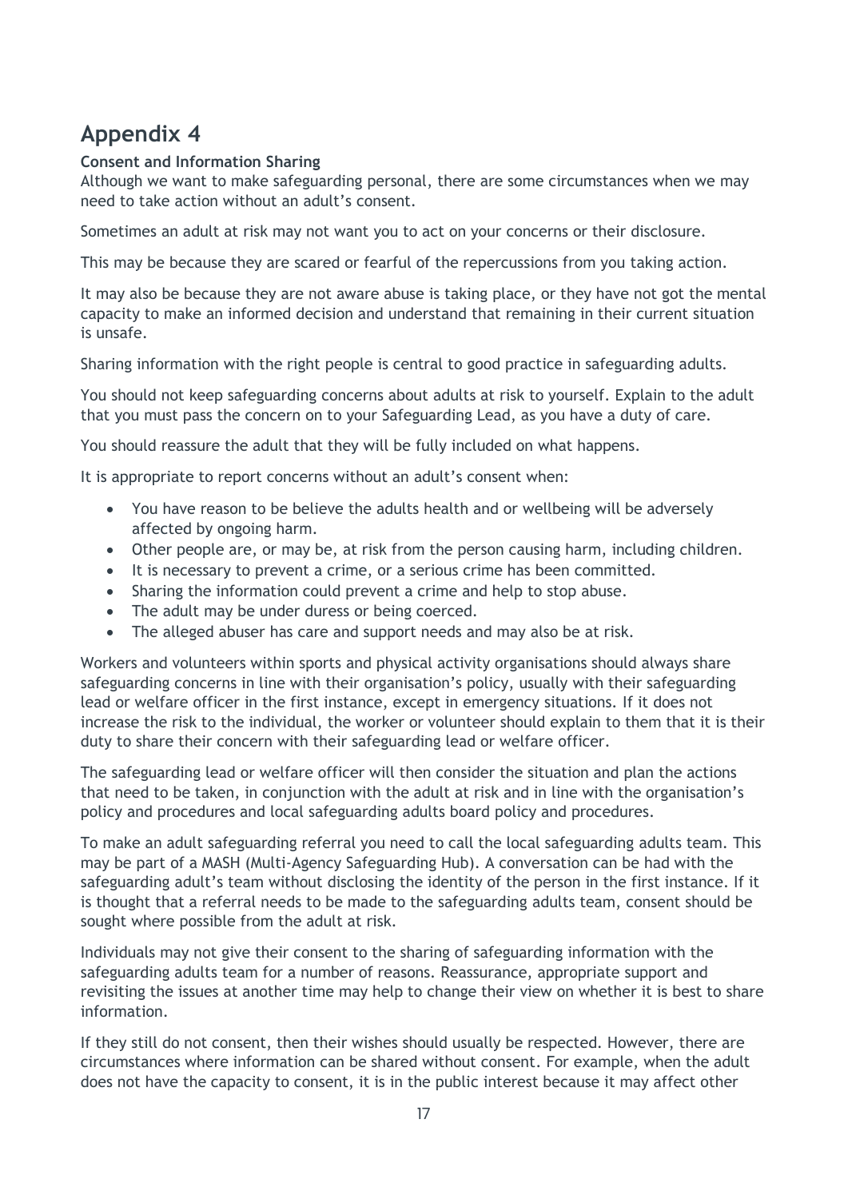# Appendix 4

**Consent and Information Sharing**

Although we want to make safeguarding personal, there are some circumstances when we may need to take action without an adult's consent.

Sometimes an adult at risk may not want you to act on your concerns or their disclosure.

This may be because they are scared or fearful of the repercussions from you taking action.

It may also be because they are not aware abuse is taking place, or they have not got the mental capacity to make an informed decision and understand that remaining in their current situation is unsafe.

Sharing information with the right people is central to good practice in safeguarding adults.

You should not keep safeguarding concerns about adults at risk to yourself. Explain to the adult that you must pass the concern on to your Safeguarding Lead, as you have a duty of care.

You should reassure the adult that they will be fully included on what happens.

It is appropriate to report concerns without an adult's consent when:

- You have reason to be believe the adults health and or wellbeing will be adversely affected by ongoing harm.
- Other people are, or may be, at risk from the person causing harm, including children.
- It is necessary to prevent a crime, or a serious crime has been committed.
- Sharing the information could prevent a crime and help to stop abuse.
- The adult may be under duress or being coerced.
- The alleged abuser has care and support needs and may also be at risk.

Workers and volunteers within sports and physical activity organisations should always share safeguarding concerns in line with their organisation's policy, usually with their safeguarding lead or welfare officer in the first instance, except in emergency situations. If it does not increase the risk to the individual, the worker or volunteer should explain to them that it is their duty to share their concern with their safeguarding lead or welfare officer.

The safeguarding lead or welfare officer will then consider the situation and plan the actions that need to be taken, in conjunction with the adult at risk and in line with the organisation's policy and procedures and local safeguarding adults board policy and procedures.

To make an adult safeguarding referral you need to call the local safeguarding adults team. This may be part of a MASH (Multi-Agency Safeguarding Hub). A conversation can be had with the safeguarding adult's team without disclosing the identity of the person in the first instance. If it is thought that a referral needs to be made to the safeguarding adults team, consent should be sought where possible from the adult at risk.

Individuals may not give their consent to the sharing of safeguarding information with the safeguarding adults team for a number of reasons. Reassurance, appropriate support and revisiting the issues at another time may help to change their view on whether it is best to share information.

If they still do not consent, then their wishes should usually be respected. However, there are circumstances where information can be shared without consent. For example, when the adult does not have the capacity to consent, it is in the public interest because it may affect other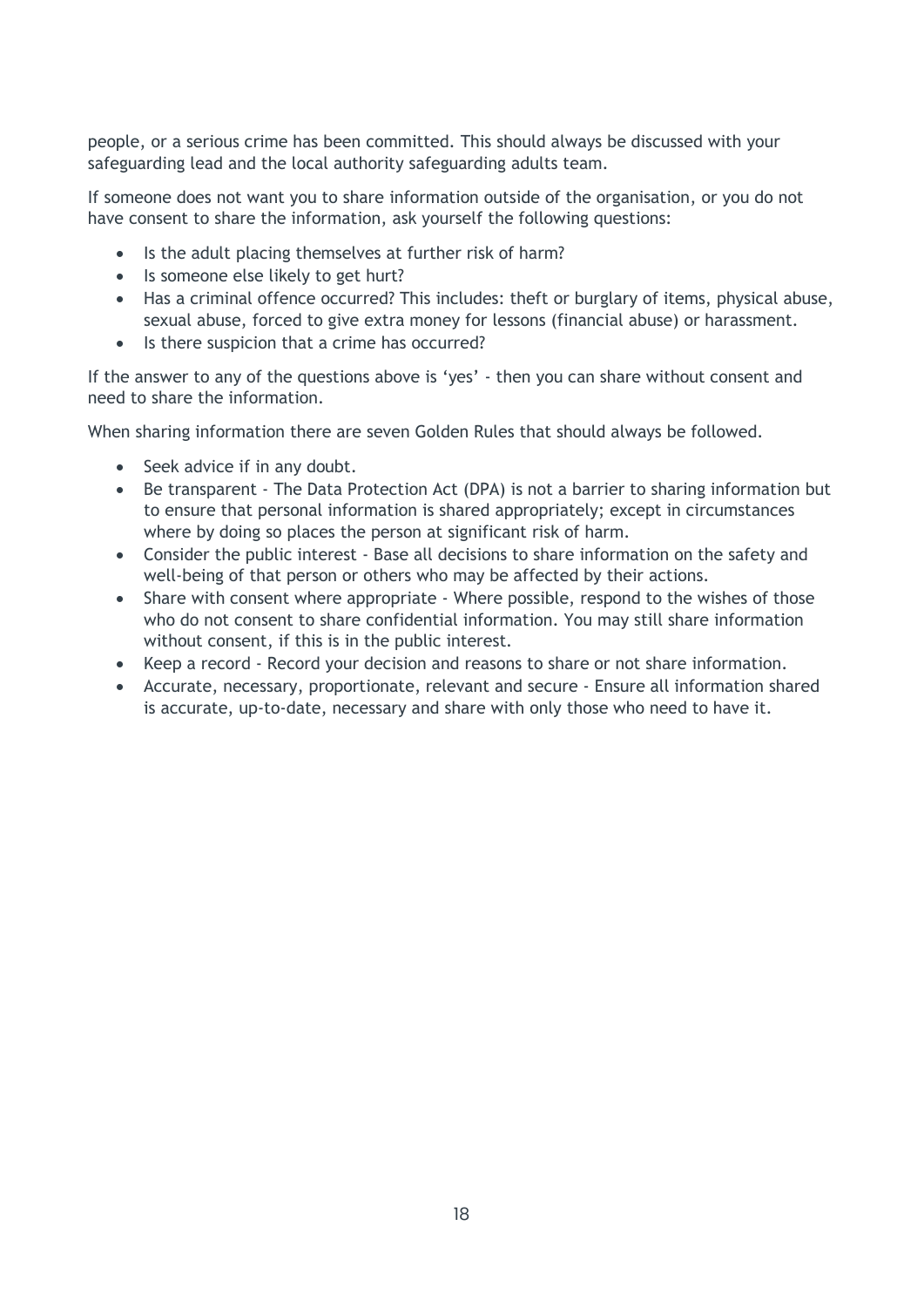people, or a serious crime has been committed. This should always be discussed with your safeguarding lead and the local authority safeguarding adults team.

If someone does not want you to share information outside of the organisation, or you do not have consent to share the information, ask yourself the following questions:

- Is the adult placing themselves at further risk of harm?
- Is someone else likely to get hurt?
- Has a criminal offence occurred? This includes: theft or burglary of items, physical abuse, sexual abuse, forced to give extra money for lessons (financial abuse) or harassment.
- Is there suspicion that a crime has occurred?

If the answer to any of the questions above is 'yes' - then you can share without consent and need to share the information.

When sharing information there are seven Golden Rules that should always be followed.

- Seek advice if in any doubt.
- Be transparent - The Data Protection Act (DPA) is not a barrier to sharing information but to ensure that personal information is shared appropriately; except in circumstances where by doing so places the person at significant risk of harm.
- Consider the public interest - Base all decisions to share information on the safety and well-being of that person or others who may be affected by their actions.
- Share with consent where appropriate - Where possible, respond to the wishes of those who do not consent to share confidential information. You may still share information without consent, if this is in the public interest.
- Keep a record - Record your decision and reasons to share or not share information.
- Accurate, necessary, proportionate, relevant and secure - Ensure all information shared is accurate, up-to-date, necessary and share with only those who need to have it.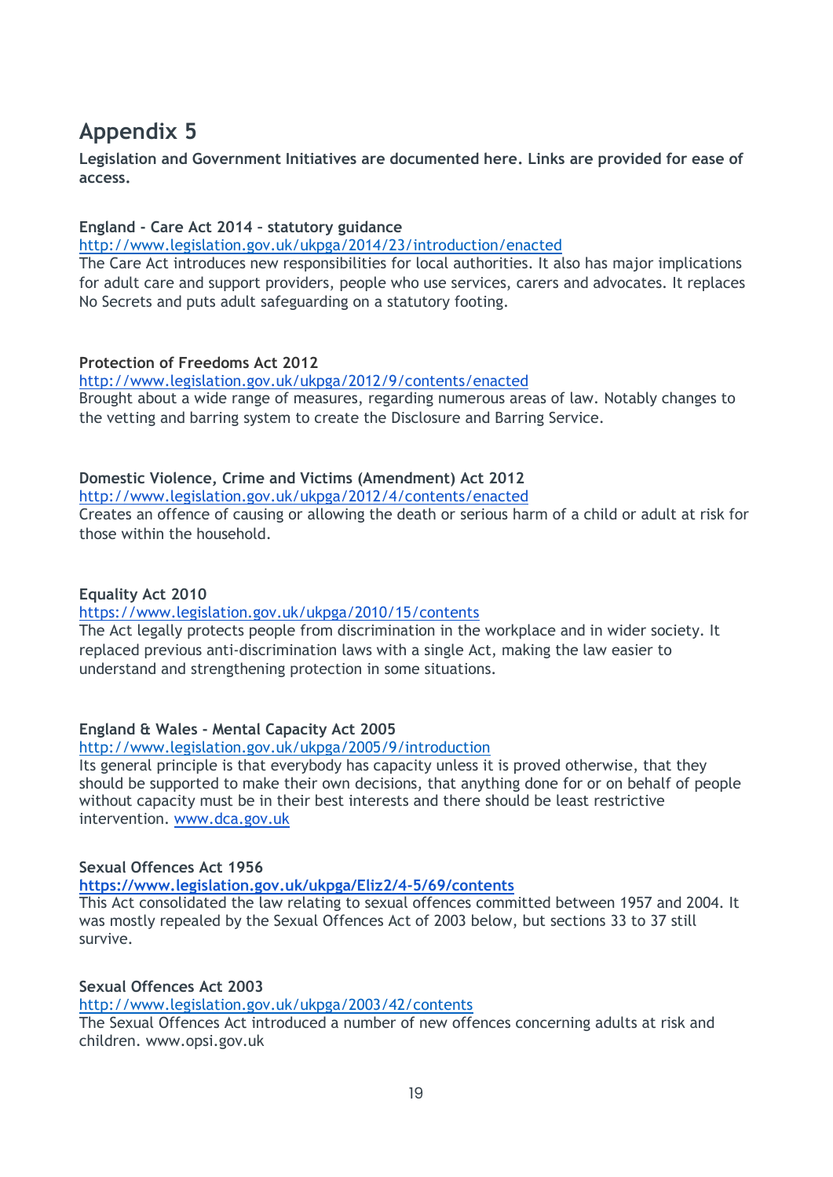# Appendix 5

**Legislation and Government Initiatives are documented here. Links are provided for ease of access.**

**England - Care Act 2014 – statutory guidance**

http://www.legislation.gov.uk/ukpga/2014/23/introduction/enacted

The Care Act introduces new responsibilities for local authorities. It also has major implications for adult care and support providers, people who use services, carers and advocates. It replaces No Secrets and puts adult safeguarding on a statutory footing.

**Protection of Freedoms Act 2012**

http://www.legislation.gov.uk/ukpga/2012/9/contents/enacted

Brought about a wide range of measures, regarding numerous areas of law. Notably changes to the vetting and barring system to create the Disclosure and Barring Service.

**Domestic Violence, Crime and Victims (Amendment) Act 2012**

http://www.legislation.gov.uk/ukpga/2012/4/contents/enacted

Creates an offence of causing or allowing the death or serious harm of a child or adult at risk for those within the household.

**Equality Act 2010**

https://www.legislation.gov.uk/ukpga/2010/15/contents

The Act legally protects people from discrimination in the workplace and in wider society. It replaced previous anti-discrimination laws with a single Act, making the law easier to understand and strengthening protection in some situations.

**England & Wales - Mental Capacity Act 2005**

http://www.legislation.gov.uk/ukpga/2005/9/introduction

Its general principle is that everybody has capacity unless it is proved otherwise, that they should be supported to make their own decisions, that anything done for or on behalf of people without capacity must be in their best interests and there should be least restrictive intervention. www.dca.gov.uk

**Sexual Offences Act 1956**

**https://www.legislation.gov.uk/ukpga/Eliz2/4-5/69/contents**

This Act consolidated the law relating to sexual offences committed between 1957 and 2004. It was mostly repealed by the Sexual Offences Act of 2003 below, but sections 33 to 37 still survive.

**Sexual Offences Act 2003**

http://www.legislation.gov.uk/ukpga/2003/42/contents

The Sexual Offences Act introduced a number of new offences concerning adults at risk and children. www.opsi.gov.uk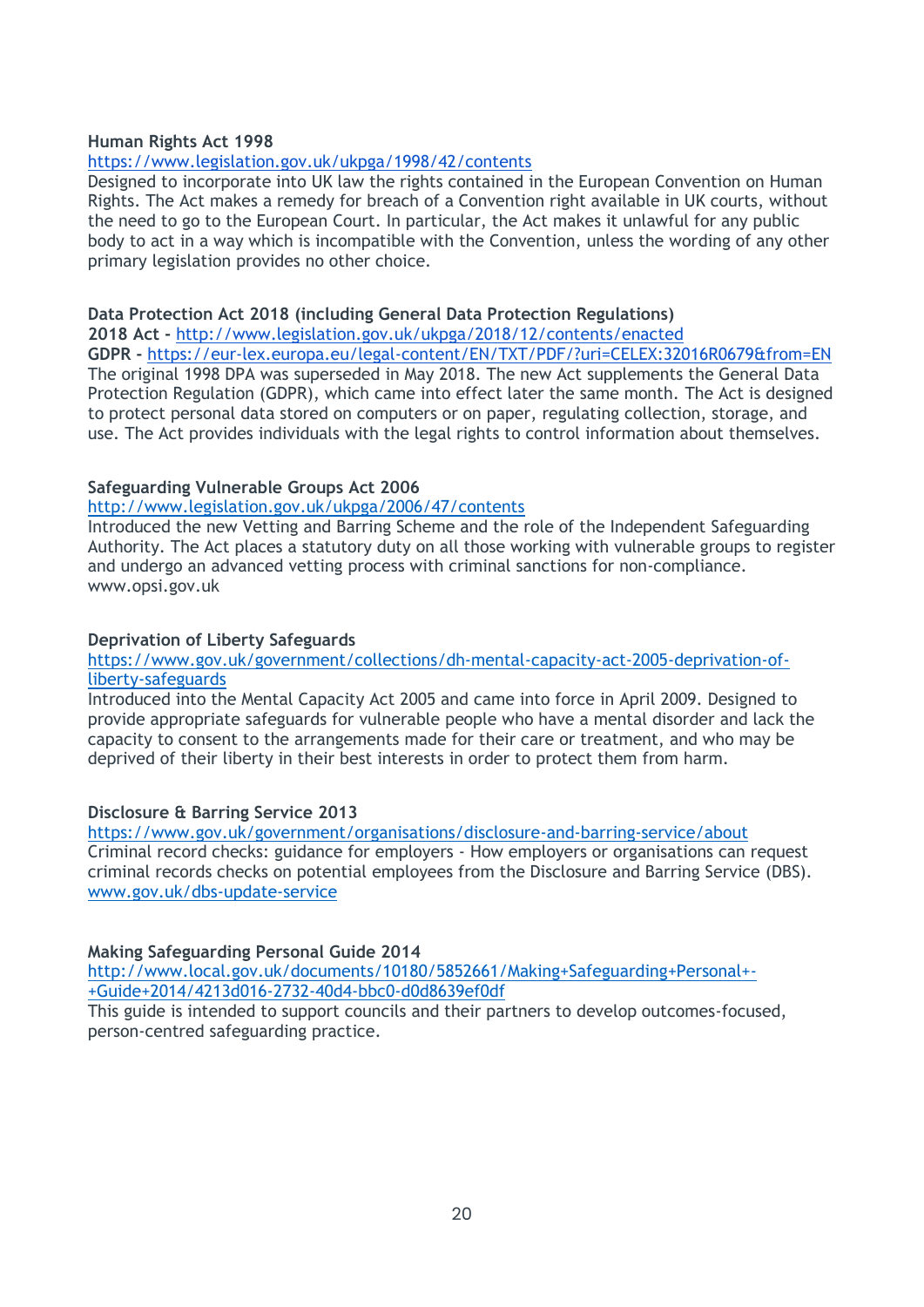**Human Rights Act 1998**
https://www.legislation.gov.uk/ukpga/1998/42/contents
Designed to incorporate into UK law the rights contained in the European Convention on Human Rights. The Act makes a remedy for breach of a Convention right available in UK courts, without the need to go to the European Court. In particular, the Act makes it unlawful for any public body to act in a way which is incompatible with the Convention, unless the wording of any other primary legislation provides no other choice.

**Data Protection Act 2018 (including General Data Protection Regulations)**
**2018 Act -** http://www.legislation.gov.uk/ukpga/2018/12/contents/enacted
**GDPR -** https://eur-lex.europa.eu/legal-content/EN/TXT/PDF/?uri=CELEX:32016R0679&from=EN
The original 1998 DPA was superseded in May 2018. The new Act supplements the General Data Protection Regulation (GDPR), which came into effect later the same month. The Act is designed to protect personal data stored on computers or on paper, regulating collection, storage, and use. The Act provides individuals with the legal rights to control information about themselves.

**Safeguarding Vulnerable Groups Act 2006**
http://www.legislation.gov.uk/ukpga/2006/47/contents
Introduced the new Vetting and Barring Scheme and the role of the Independent Safeguarding Authority. The Act places a statutory duty on all those working with vulnerable groups to register and undergo an advanced vetting process with criminal sanctions for non-compliance. www.opsi.gov.uk

**Deprivation of Liberty Safeguards**
https://www.gov.uk/government/collections/dh-mental-capacity-act-2005-deprivation-of-liberty-safeguards
Introduced into the Mental Capacity Act 2005 and came into force in April 2009. Designed to provide appropriate safeguards for vulnerable people who have a mental disorder and lack the capacity to consent to the arrangements made for their care or treatment, and who may be deprived of their liberty in their best interests in order to protect them from harm.

**Disclosure & Barring Service 2013**
https://www.gov.uk/government/organisations/disclosure-and-barring-service/about
Criminal record checks: guidance for employers - How employers or organisations can request criminal records checks on potential employees from the Disclosure and Barring Service (DBS).
www.gov.uk/dbs-update-service

**Making Safeguarding Personal Guide 2014**
http://www.local.gov.uk/documents/10180/5852661/Making+Safeguarding+Personal+-+Guide+2014/4213d016-2732-40d4-bbc0-d0d8639ef0df
This guide is intended to support councils and their partners to develop outcomes-focused, person-centred safeguarding practice.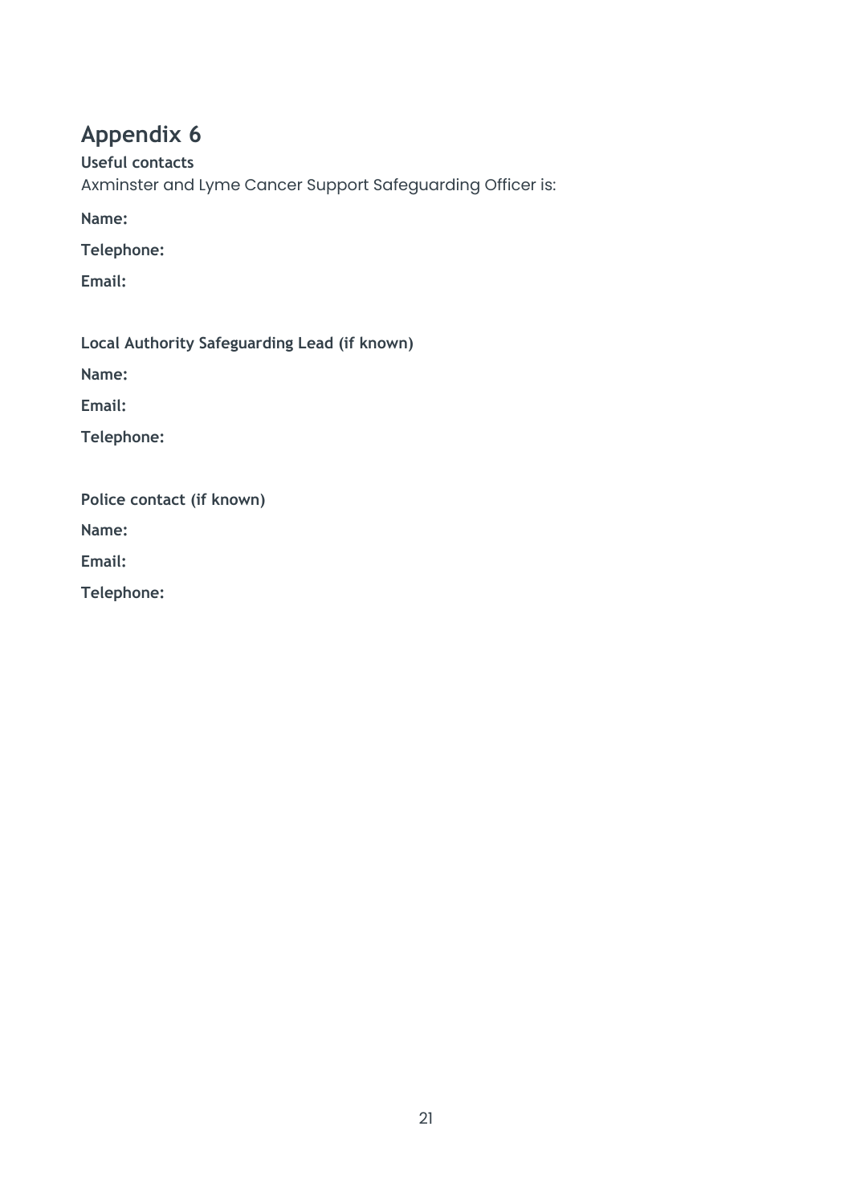# Appendix 6

**Useful contacts**

Axminster and Lyme Cancer Support Safeguarding Officer is:

**Name:**

**Telephone:**

**Email:**

**Local Authority Safeguarding Lead (if known)**

**Name:**

**Email:**

**Telephone:**

**Police contact (if known)**

**Name:**

**Email:**

**Telephone:**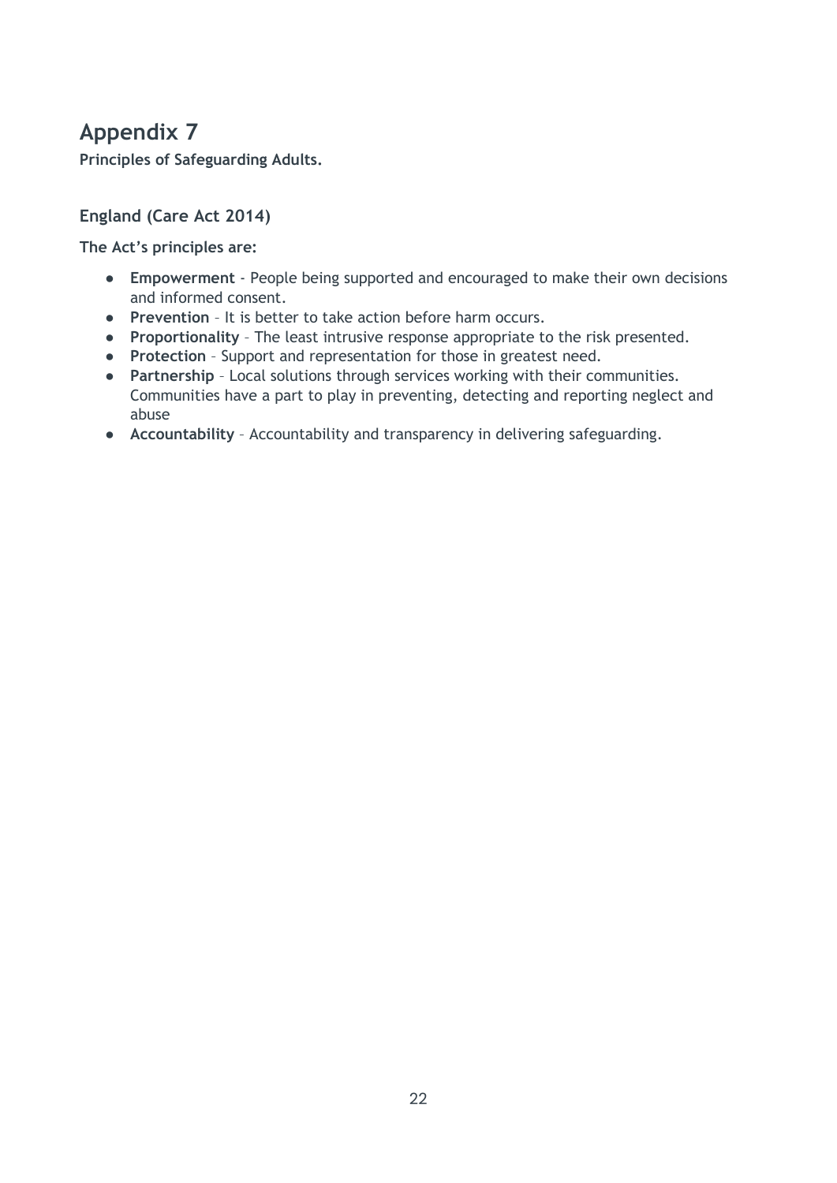# Appendix 7

**Principles of Safeguarding Adults.**

## England (Care Act 2014)

**The Act's principles are:**

- **Empowerment** - People being supported and encouraged to make their own decisions and informed consent.
- **Prevention** – It is better to take action before harm occurs.
- **Proportionality** – The least intrusive response appropriate to the risk presented.
- **Protection** – Support and representation for those in greatest need.
- **Partnership** – Local solutions through services working with their communities. Communities have a part to play in preventing, detecting and reporting neglect and abuse
- **Accountability** – Accountability and transparency in delivering safeguarding.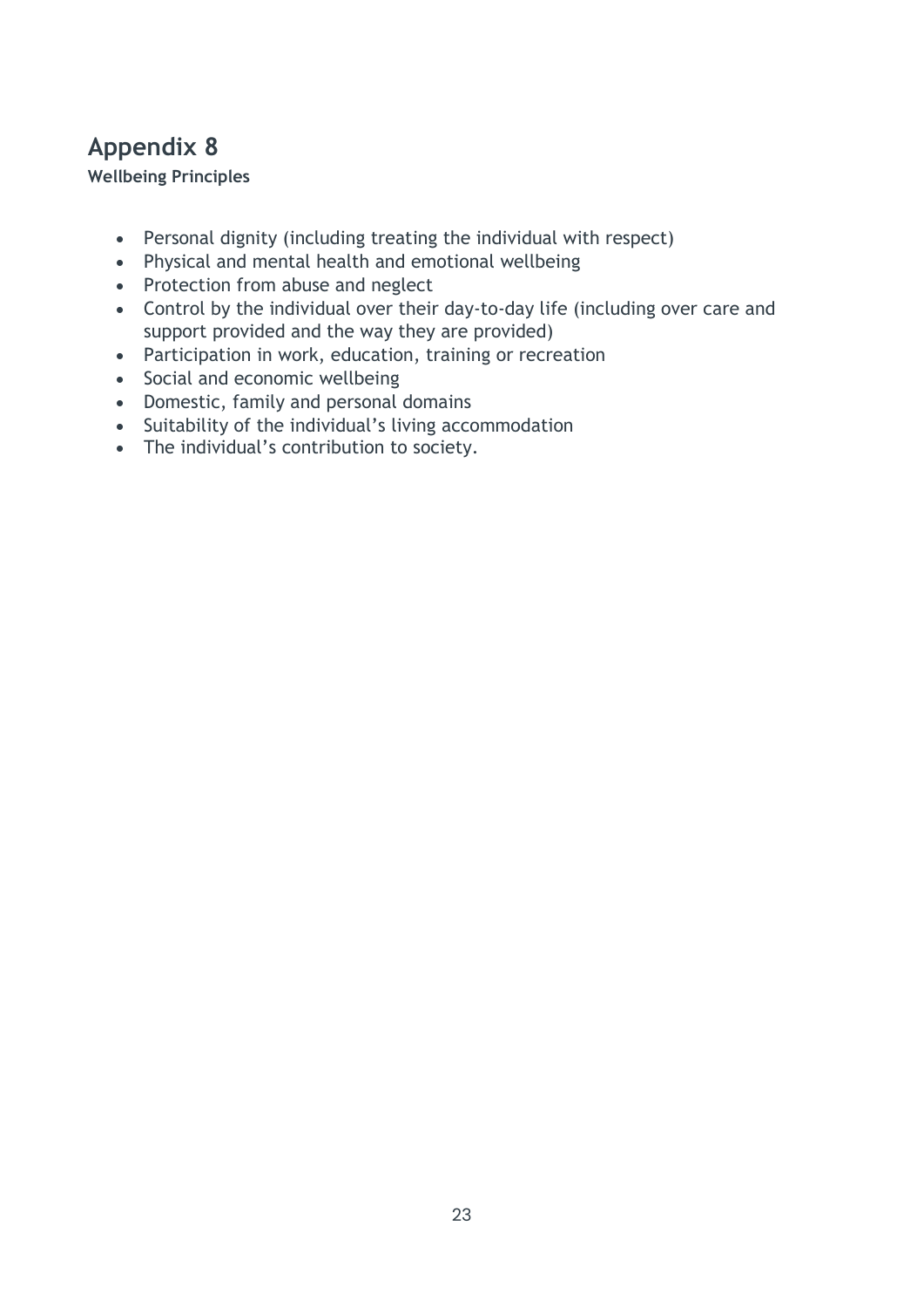# Appendix 8

**Wellbeing Principles**

- Personal dignity (including treating the individual with respect)
- Physical and mental health and emotional wellbeing
- Protection from abuse and neglect
- Control by the individual over their day-to-day life (including over care and support provided and the way they are provided)
- Participation in work, education, training or recreation
- Social and economic wellbeing
- Domestic, family and personal domains
- Suitability of the individual's living accommodation
- The individual's contribution to society.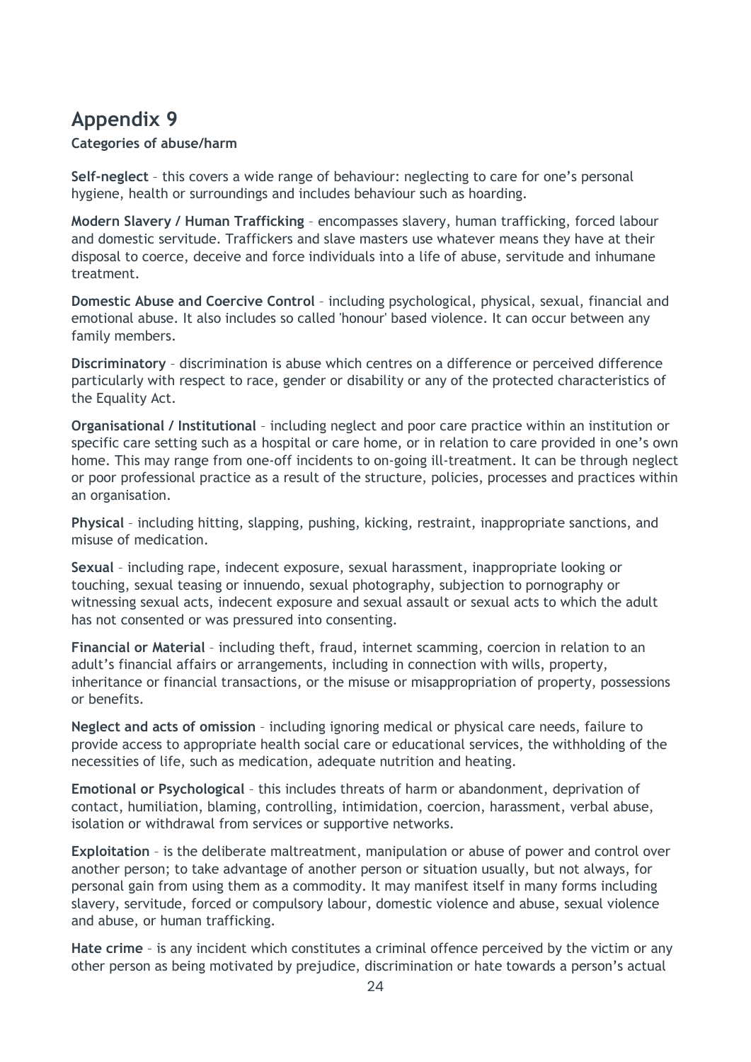# Appendix 9

**Categories of abuse/harm**

**Self-neglect** – this covers a wide range of behaviour: neglecting to care for one's personal hygiene, health or surroundings and includes behaviour such as hoarding.

**Modern Slavery / Human Trafficking** – encompasses slavery, human trafficking, forced labour and domestic servitude. Traffickers and slave masters use whatever means they have at their disposal to coerce, deceive and force individuals into a life of abuse, servitude and inhumane treatment.

**Domestic Abuse and Coercive Control** – including psychological, physical, sexual, financial and emotional abuse. It also includes so called 'honour' based violence. It can occur between any family members.

**Discriminatory** – discrimination is abuse which centres on a difference or perceived difference particularly with respect to race, gender or disability or any of the protected characteristics of the Equality Act.

**Organisational / Institutional** – including neglect and poor care practice within an institution or specific care setting such as a hospital or care home, or in relation to care provided in one's own home. This may range from one-off incidents to on-going ill-treatment. It can be through neglect or poor professional practice as a result of the structure, policies, processes and practices within an organisation.

**Physical** – including hitting, slapping, pushing, kicking, restraint, inappropriate sanctions, and misuse of medication.

**Sexual** – including rape, indecent exposure, sexual harassment, inappropriate looking or touching, sexual teasing or innuendo, sexual photography, subjection to pornography or witnessing sexual acts, indecent exposure and sexual assault or sexual acts to which the adult has not consented or was pressured into consenting.

**Financial or Material** – including theft, fraud, internet scamming, coercion in relation to an adult's financial affairs or arrangements, including in connection with wills, property, inheritance or financial transactions, or the misuse or misappropriation of property, possessions or benefits.

**Neglect and acts of omission** – including ignoring medical or physical care needs, failure to provide access to appropriate health social care or educational services, the withholding of the necessities of life, such as medication, adequate nutrition and heating.

**Emotional or Psychological** – this includes threats of harm or abandonment, deprivation of contact, humiliation, blaming, controlling, intimidation, coercion, harassment, verbal abuse, isolation or withdrawal from services or supportive networks.

**Exploitation** – is the deliberate maltreatment, manipulation or abuse of power and control over another person; to take advantage of another person or situation usually, but not always, for personal gain from using them as a commodity. It may manifest itself in many forms including slavery, servitude, forced or compulsory labour, domestic violence and abuse, sexual violence and abuse, or human trafficking.

**Hate crime** – is any incident which constitutes a criminal offence perceived by the victim or any other person as being motivated by prejudice, discrimination or hate towards a person's actual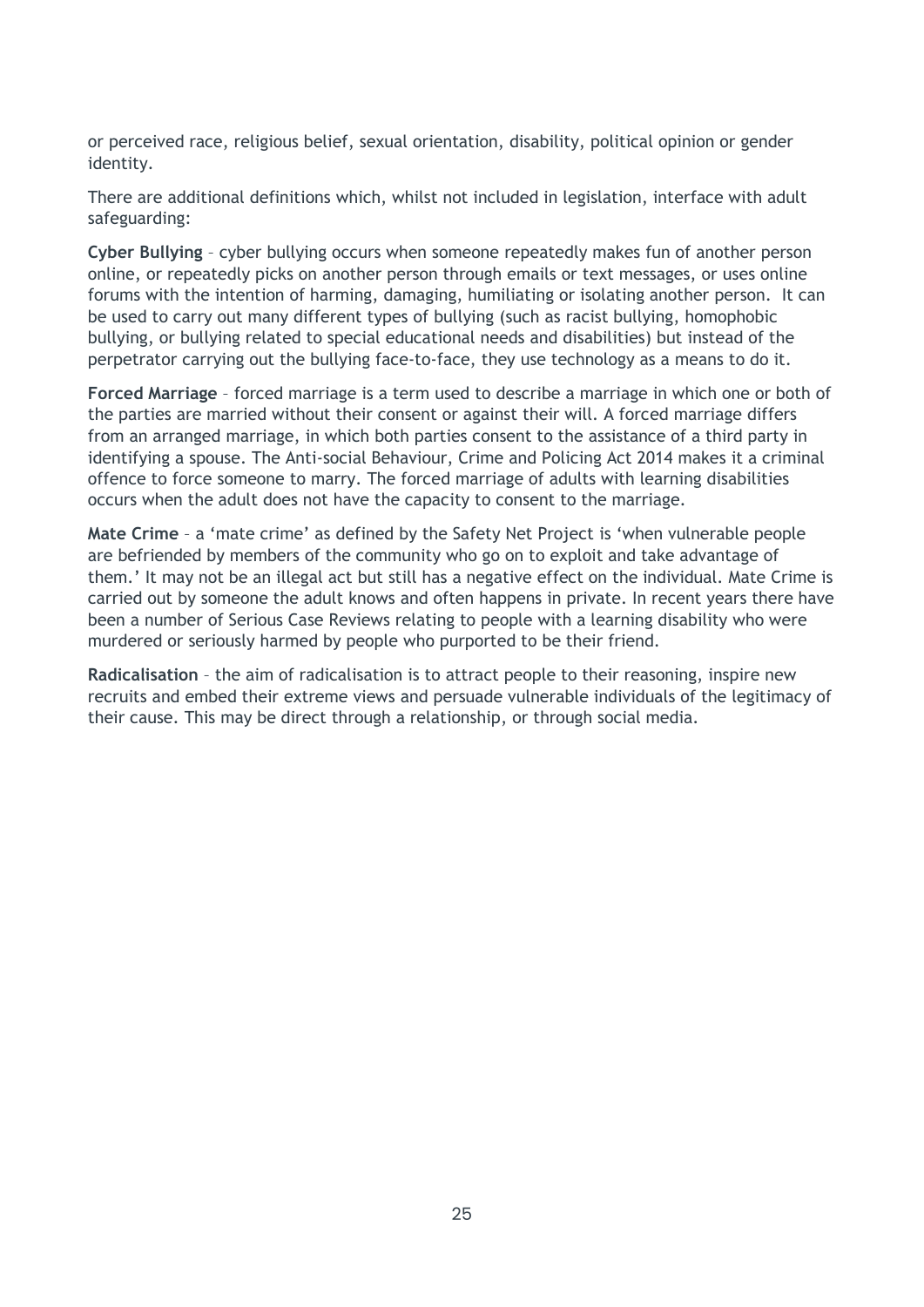or perceived race, religious belief, sexual orientation, disability, political opinion or gender identity.

There are additional definitions which, whilst not included in legislation, interface with adult safeguarding:

**Cyber Bullying** – cyber bullying occurs when someone repeatedly makes fun of another person online, or repeatedly picks on another person through emails or text messages, or uses online forums with the intention of harming, damaging, humiliating or isolating another person. It can be used to carry out many different types of bullying (such as racist bullying, homophobic bullying, or bullying related to special educational needs and disabilities) but instead of the perpetrator carrying out the bullying face-to-face, they use technology as a means to do it.

**Forced Marriage** – forced marriage is a term used to describe a marriage in which one or both of the parties are married without their consent or against their will. A forced marriage differs from an arranged marriage, in which both parties consent to the assistance of a third party in identifying a spouse. The Anti-social Behaviour, Crime and Policing Act 2014 makes it a criminal offence to force someone to marry. The forced marriage of adults with learning disabilities occurs when the adult does not have the capacity to consent to the marriage.

**Mate Crime** – a 'mate crime' as defined by the Safety Net Project is 'when vulnerable people are befriended by members of the community who go on to exploit and take advantage of them.' It may not be an illegal act but still has a negative effect on the individual. Mate Crime is carried out by someone the adult knows and often happens in private. In recent years there have been a number of Serious Case Reviews relating to people with a learning disability who were murdered or seriously harmed by people who purported to be their friend.

**Radicalisation** – the aim of radicalisation is to attract people to their reasoning, inspire new recruits and embed their extreme views and persuade vulnerable individuals of the legitimacy of their cause. This may be direct through a relationship, or through social media.